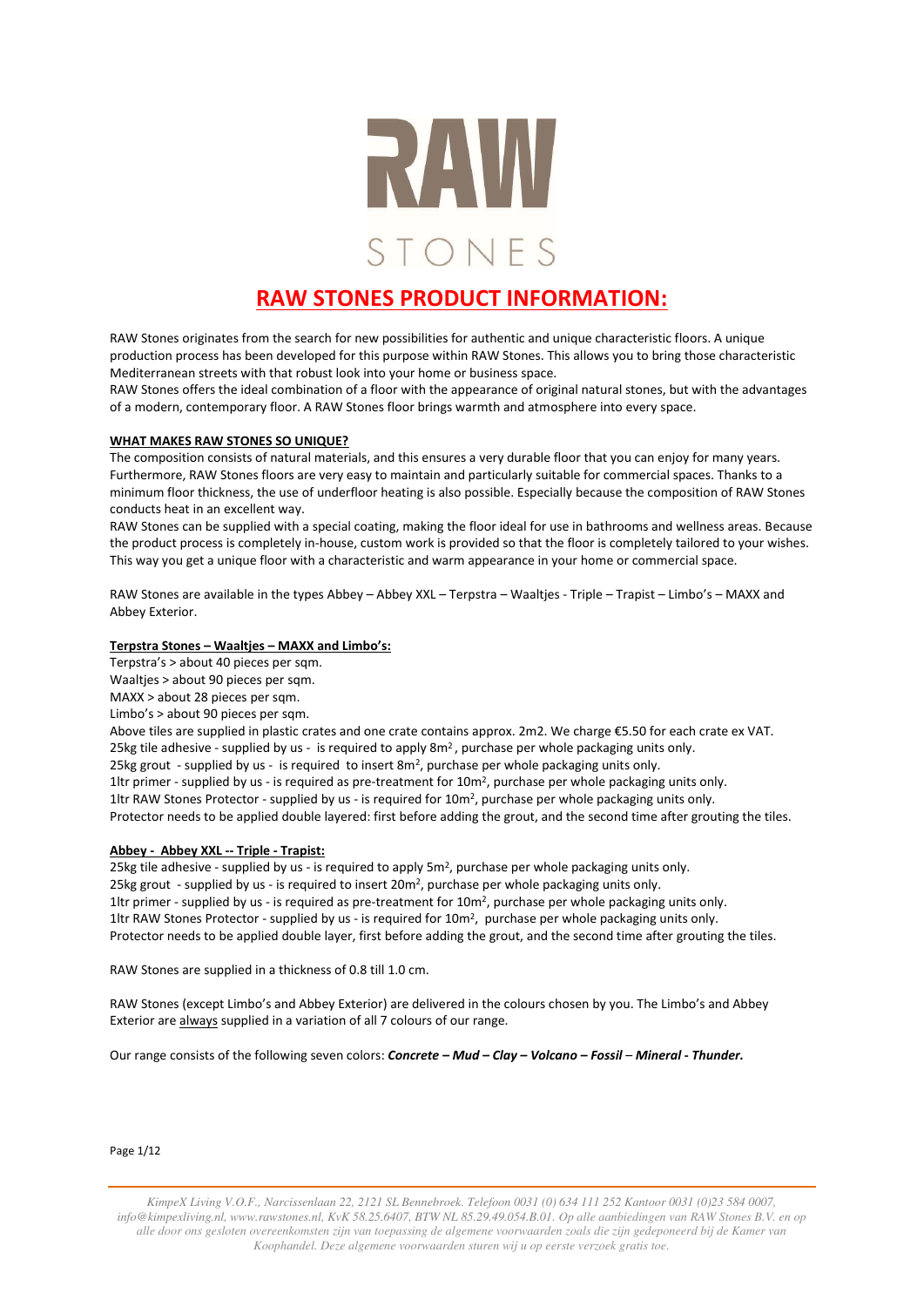RAW

STONES

# RAW STONES PRODUCT INFORMATION:

RAW Stones originates from the search for new possibilities for authentic and unique characteristic floors. A unique production process has been developed for this purpose within RAW Stones. This allows you to bring those characteristic Mediterranean streets with that robust look into your home or business space.

RAW Stones offers the ideal combination of a floor with the appearance of original natural stones, but with the advantages of a modern, contemporary floor. A RAW Stones floor brings warmth and atmosphere into every space.

**WHAT MAKES RAW STONES SO UNIQUE?**

The composition consists of natural materials, and this ensures a very durable floor that you can enjoy for many years. Furthermore, RAW Stones floors are very easy to maintain and particularly suitable for commercial spaces. Thanks to a minimum floor thickness, the use of underfloor heating is also possible. Especially because the composition of RAW Stones conducts heat in an excellent way.

RAW Stones can be supplied with a special coating, making the floor ideal for use in bathrooms and wellness areas. Because the product process is completely in-house, custom work is provided so that the floor is completely tailored to your wishes. This way you get a unique floor with a characteristic and warm appearance in your home or commercial space.

RAW Stones are available in the types Abbey – Abbey XXL – Terpstra – Waaltjes - Triple – Trapist – Limbo's – MAXX and Abbey Exterior.

**Terpstra Stones – Waaltjes – MAXX and Limbo's:**

Terpstra's > about 40 pieces per sqm.
Waaltjes > about 90 pieces per sqm.
MAXX > about 28 pieces per sqm.
Limbo's > about 90 pieces per sqm.
Above tiles are supplied in plastic crates and one crate contains approx. 2m2. We charge €5.50 for each crate ex VAT.
25kg tile adhesive - supplied by us - is required to apply 8m², purchase per whole packaging units only.
25kg grout - supplied by us - is required to insert 8m², purchase per whole packaging units only.
1ltr primer - supplied by us - is required as pre-treatment for 10m², purchase per whole packaging units only.
1ltr RAW Stones Protector - supplied by us - is required for 10m², purchase per whole packaging units only.
Protector needs to be applied double layered: first before adding the grout, and the second time after grouting the tiles.

**Abbey - Abbey XXL -- Triple - Trapist:**

25kg tile adhesive - supplied by us - is required to apply 5m², purchase per whole packaging units only.
25kg grout - supplied by us - is required to insert 20m², purchase per whole packaging units only.
1ltr primer - supplied by us - is required as pre-treatment for 10m², purchase per whole packaging units only.
1ltr RAW Stones Protector - supplied by us - is required for 10m², purchase per whole packaging units only.
Protector needs to be applied double layer, first before adding the grout, and the second time after grouting the tiles.

RAW Stones are supplied in a thickness of 0.8 till 1.0 cm.

RAW Stones (except Limbo's and Abbey Exterior) are delivered in the colours chosen by you. The Limbo's and Abbey Exterior are always supplied in a variation of all 7 colours of our range.

Our range consists of the following seven colors: ***Concrete – Mud – Clay – Volcano – Fossil – Mineral - Thunder.***

*KimpeX Living V.O.F., Narcissenlaan 22, 2121 SL Bennebroek. Telefoon 0031 (0) 634 111 252 Kantoor 0031 (0)23 584 0007, info@kimpexliving.nl, www.rawstones.nl, KvK 58.25.6407, BTW NL 85.29.49.054.B.01. Op alle aanbiedingen van RAW Stones B.V. en op alle door ons gesloten overeenkomsten zijn van toepassing de algemene voorwaarden zoals die zijn gedeponeerd bij de Kamer van Koophandel. Deze algemene voorwaarden sturen wij u op eerste verzoek gratis toe.*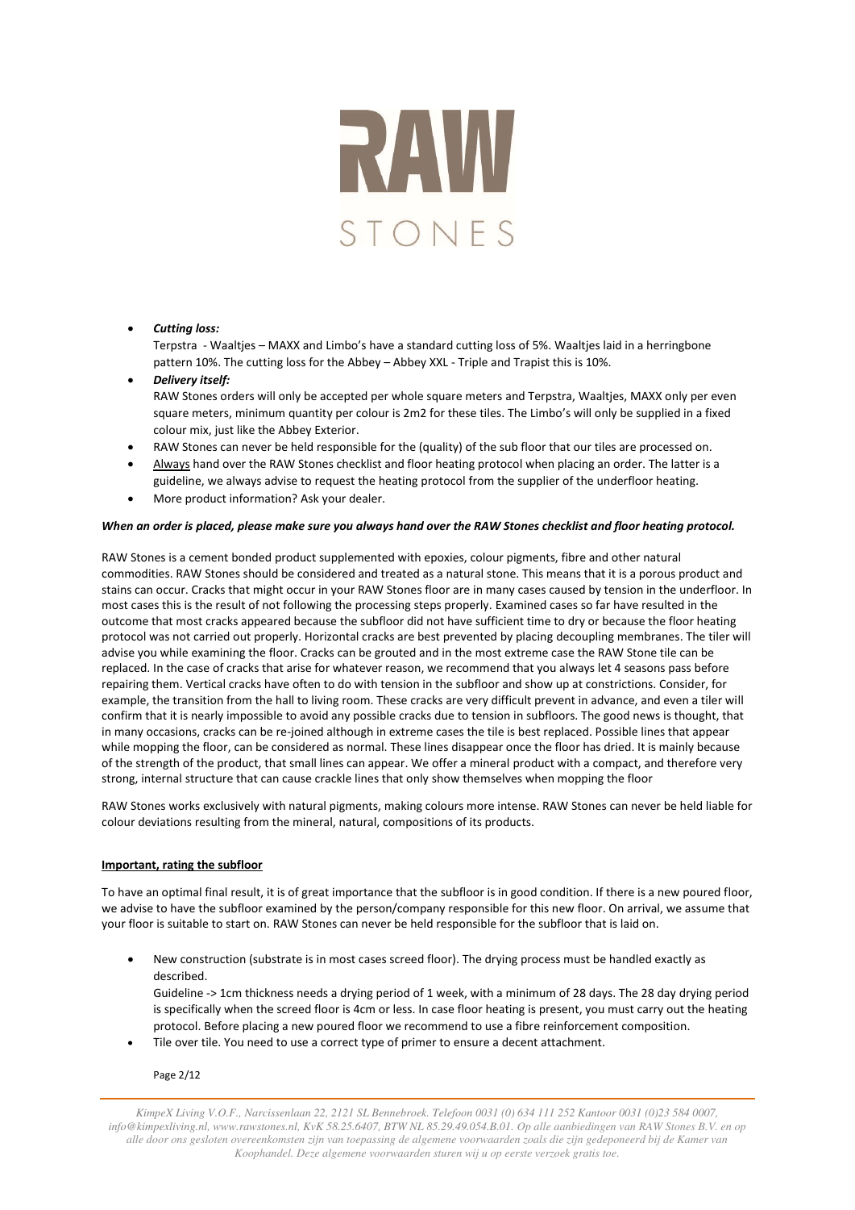# RAW STONES

- ***Cutting loss:***
  Terpstra - Waaltjes – MAXX and Limbo's have a standard cutting loss of 5%. Waaltjes laid in a herringbone pattern 10%. The cutting loss for the Abbey – Abbey XXL - Triple and Trapist this is 10%.
- ***Delivery itself:***
  RAW Stones orders will only be accepted per whole square meters and Terpstra, Waaltjes, MAXX only per even square meters, minimum quantity per colour is 2m2 for these tiles. The Limbo's will only be supplied in a fixed colour mix, just like the Abbey Exterior.
- RAW Stones can never be held responsible for the (quality) of the sub floor that our tiles are processed on.
- Always hand over the RAW Stones checklist and floor heating protocol when placing an order. The latter is a guideline, we always advise to request the heating protocol from the supplier of the underfloor heating.
- More product information? Ask your dealer.

***When an order is placed, please make sure you always hand over the RAW Stones checklist and floor heating protocol.***

RAW Stones is a cement bonded product supplemented with epoxies, colour pigments, fibre and other natural commodities. RAW Stones should be considered and treated as a natural stone. This means that it is a porous product and stains can occur. Cracks that might occur in your RAW Stones floor are in many cases caused by tension in the underfloor. In most cases this is the result of not following the processing steps properly. Examined cases so far have resulted in the outcome that most cracks appeared because the subfloor did not have sufficient time to dry or because the floor heating protocol was not carried out properly. Horizontal cracks are best prevented by placing decoupling membranes. The tiler will advise you while examining the floor. Cracks can be grouted and in the most extreme case the RAW Stone tile can be replaced. In the case of cracks that arise for whatever reason, we recommend that you always let 4 seasons pass before repairing them. Vertical cracks have often to do with tension in the subfloor and show up at constrictions. Consider, for example, the transition from the hall to living room. These cracks are very difficult prevent in advance, and even a tiler will confirm that it is nearly impossible to avoid any possible cracks due to tension in subfloors. The good news is thought, that in many occasions, cracks can be re-joined although in extreme cases the tile is best replaced. Possible lines that appear while mopping the floor, can be considered as normal. These lines disappear once the floor has dried. It is mainly because of the strength of the product, that small lines can appear. We offer a mineral product with a compact, and therefore very strong, internal structure that can cause crackle lines that only show themselves when mopping the floor

RAW Stones works exclusively with natural pigments, making colours more intense. RAW Stones can never be held liable for colour deviations resulting from the mineral, natural, compositions of its products.

## Important, rating the subfloor

To have an optimal final result, it is of great importance that the subfloor is in good condition. If there is a new poured floor, we advise to have the subfloor examined by the person/company responsible for this new floor. On arrival, we assume that your floor is suitable to start on. RAW Stones can never be held responsible for the subfloor that is laid on.

- New construction (substrate is in most cases screed floor). The drying process must be handled exactly as described.
  Guideline -> 1cm thickness needs a drying period of 1 week, with a minimum of 28 days. The 28 day drying period is specifically when the screed floor is 4cm or less. In case floor heating is present, you must carry out the heating protocol. Before placing a new poured floor we recommend to use a fibre reinforcement composition.
- Tile over tile. You need to use a correct type of primer to ensure a decent attachment.

*KimpeX Living V.O.F., Narcissenlaan 22, 2121 SL Bennebroek. Telefoon 0031 (0) 634 111 252 Kantoor 0031 (0)23 584 0007, info@kimpexliving.nl, www.rawstones.nl, KvK 58.25.6407, BTW NL 85.29.49.054.B.01. Op alle aanbiedingen van RAW Stones B.V. en op alle door ons gesloten overeenkomsten zijn van toepassing de algemene voorwaarden zoals die zijn gedeponeerd bij de Kamer van Koophandel. Deze algemene voorwaarden sturen wij u op eerste verzoek gratis toe.*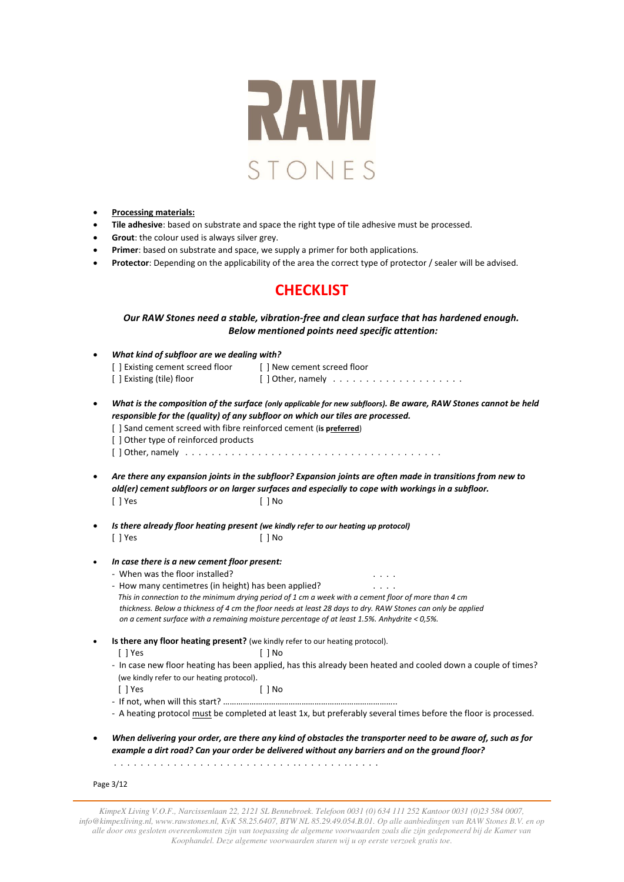RAW STONES

- **Processing materials:**
- **Tile adhesive**: based on substrate and space the right type of tile adhesive must be processed.
- **Grout**: the colour used is always silver grey.
- **Primer**: based on substrate and space, we supply a primer for both applications.
- **Protector**: Depending on the applicability of the area the correct type of protector / sealer will be advised.

# CHECKLIST

***Our RAW Stones need a stable, vibration-free and clean surface that has hardened enough. Below mentioned points need specific attention:***

- ***What kind of subfloor are we dealing with?***
  [ ] Existing cement screed floor [ ] New cement screed floor
  [ ] Existing (tile) floor [ ] Other, namely . . . . . . . . . . . . . . . . . . . .

- ***What is the composition of the surface** (only applicable for new subfloors). **Be aware, RAW Stones cannot be held responsible for the (quality) of any subfloor on which our tiles are processed.***
  [ ] Sand cement screed with fibre reinforced cement (**is preferred**)
  [ ] Other type of reinforced products
  [ ] Other, namely . . . . . . . . . . . . . . . . . . . . . . . . . . . . . . . . . . . . . . .

- ***Are there any expansion joints in the subfloor? Expansion joints are often made in transitions from new to old(er) cement subfloors or on larger surfaces and especially to cope with workings in a subfloor.***
  [ ] Yes [ ] No

- ***Is there already floor heating present** (we kindly refer to our heating up protocol)*
  [ ] Yes [ ] No

- ***In case there is a new cement floor present:***
  - When was the floor installed? . . . .
  - How many centimetres (in height) has been applied? . . . .

  *This in connection to the minimum drying period of 1 cm a week with a cement floor of more than 4 cm thickness. Below a thickness of 4 cm the floor needs at least 28 days to dry. RAW Stones can only be applied on a cement surface with a remaining moisture percentage of at least 1.5%. Anhydrite < 0,5%.*

- **Is there any floor heating present?** (we kindly refer to our heating protocol).
  [ ] Yes [ ] No
  - In case new floor heating has been applied, has this already been heated and cooled down a couple of times? (we kindly refer to our heating protocol).
    [ ] Yes [ ] No
  - If not, when will this start? …………………………………………………………………….
  - A heating protocol must be completed at least 1x, but preferably several times before the floor is processed.

- ***When delivering your order, are there any kind of obstacles the transporter need to be aware of, such as for example a dirt road? Can your order be delivered without any barriers and on the ground floor?***
  . . . . . . . . . . . . . . . . . . . . . . . . . . . . . . . . . . . . . . . . .

*KimpeX Living V.O.F., Narcissenlaan 22, 2121 SL Bennebroek. Telefoon 0031 (0) 634 111 252 Kantoor 0031 (0)23 584 0007, info@kimpexliving.nl, www.rawstones.nl, KvK 58.25.6407, BTW NL 85.29.49.054.B.01. Op alle aanbiedingen van RAW Stones B.V. en op alle door ons gesloten overeenkomsten zijn van toepassing de algemene voorwaarden zoals die zijn gedeponeerd bij de Kamer van Koophandel. Deze algemene voorwaarden sturen wij u op eerste verzoek gratis toe.*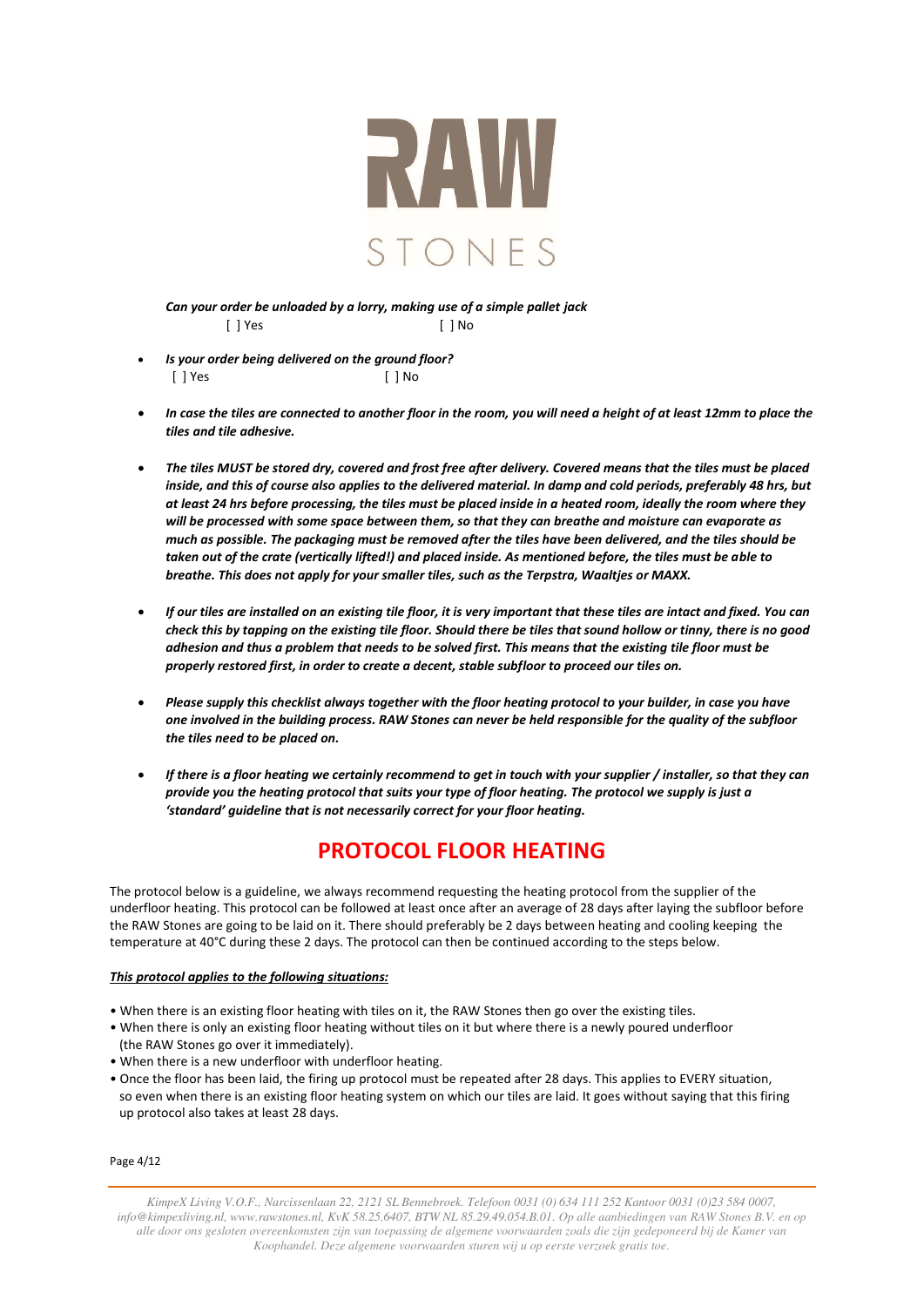RAW

STONES

*Can your order be unloaded by a lorry, making use of a simple pallet jack*
[ ] Yes [ ] No

- ***Is your order being delivered on the ground floor?***
  [ ] Yes [ ] No

- ***In case the tiles are connected to another floor in the room, you will need a height of at least 12mm to place the tiles and tile adhesive.***

- ***The tiles MUST be stored dry, covered and frost free after delivery. Covered means that the tiles must be placed inside, and this of course also applies to the delivered material. In damp and cold periods, preferably 48 hrs, but at least 24 hrs before processing, the tiles must be placed inside in a heated room, ideally the room where they will be processed with some space between them, so that they can breathe and moisture can evaporate as much as possible. The packaging must be removed after the tiles have been delivered, and the tiles should be taken out of the crate (vertically lifted!) and placed inside. As mentioned before, the tiles must be able to breathe. This does not apply for your smaller tiles, such as the Terpstra, Waaltjes or MAXX.***

- ***If our tiles are installed on an existing tile floor, it is very important that these tiles are intact and fixed. You can check this by tapping on the existing tile floor. Should there be tiles that sound hollow or tinny, there is no good adhesion and thus a problem that needs to be solved first. This means that the existing tile floor must be properly restored first, in order to create a decent, stable subfloor to proceed our tiles on.***

- ***Please supply this checklist always together with the floor heating protocol to your builder, in case you have one involved in the building process. RAW Stones can never be held responsible for the quality of the subfloor the tiles need to be placed on.***

- ***If there is a floor heating we certainly recommend to get in touch with your supplier / installer, so that they can provide you the heating protocol that suits your type of floor heating. The protocol we supply is just a 'standard' guideline that is not necessarily correct for your floor heating.***

# PROTOCOL FLOOR HEATING

The protocol below is a guideline, we always recommend requesting the heating protocol from the supplier of the underfloor heating. This protocol can be followed at least once after an average of 28 days after laying the subfloor before the RAW Stones are going to be laid on it. There should preferably be 2 days between heating and cooling keeping the temperature at 40°C during these 2 days. The protocol can then be continued according to the steps below.

***<u>This protocol applies to the following situations:</u>***

- When there is an existing floor heating with tiles on it, the RAW Stones then go over the existing tiles.
- When there is only an existing floor heating without tiles on it but where there is a newly poured underfloor (the RAW Stones go over it immediately).
- When there is a new underfloor with underfloor heating.
- Once the floor has been laid, the firing up protocol must be repeated after 28 days. This applies to EVERY situation, so even when there is an existing floor heating system on which our tiles are laid. It goes without saying that this firing up protocol also takes at least 28 days.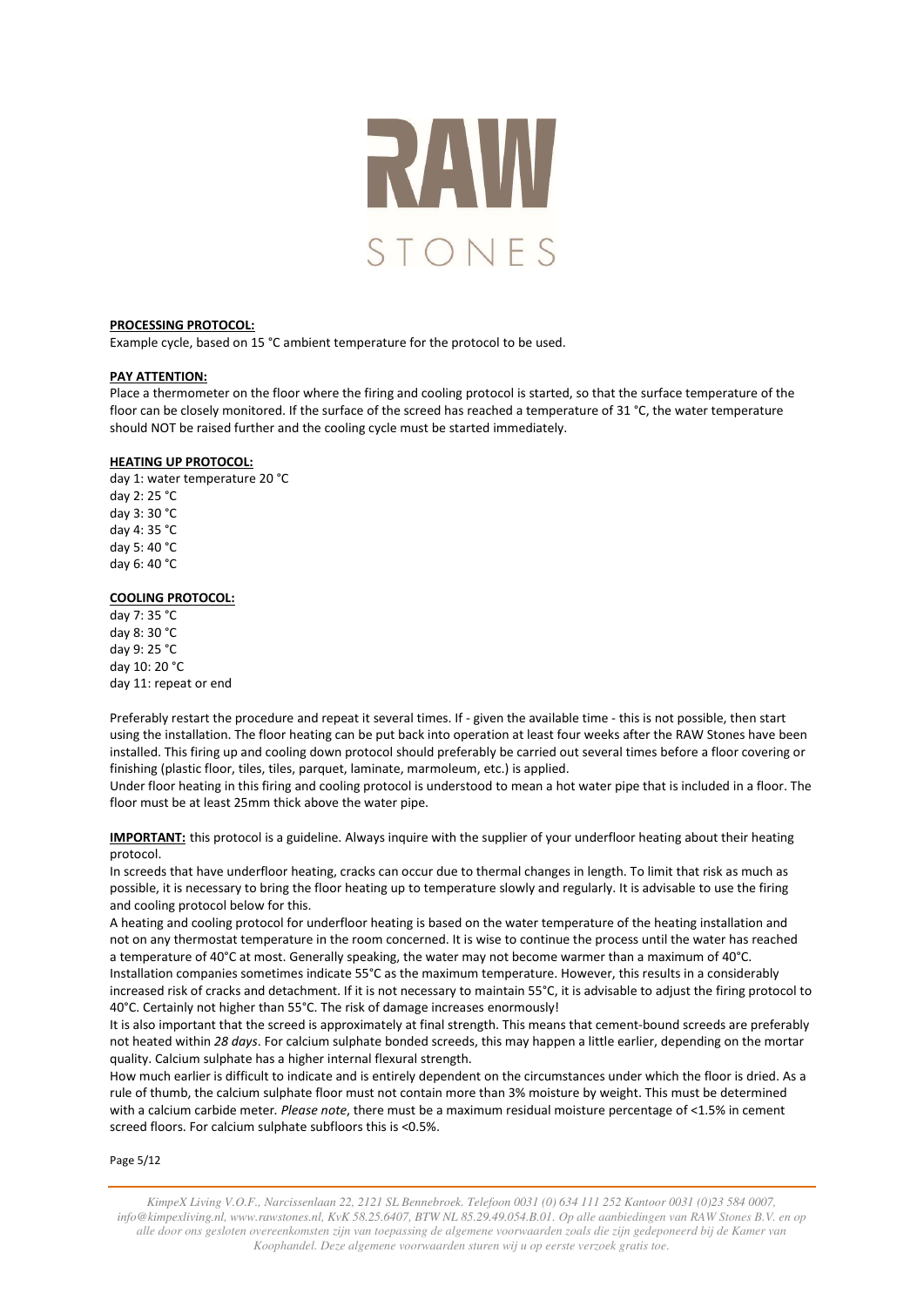**PROCESSING PROTOCOL:**

Example cycle, based on 15 °C ambient temperature for the protocol to be used.

**PAY ATTENTION:**

Place a thermometer on the floor where the firing and cooling protocol is started, so that the surface temperature of the floor can be closely monitored. If the surface of the screed has reached a temperature of 31 °C, the water temperature should NOT be raised further and the cooling cycle must be started immediately.

**HEATING UP PROTOCOL:**

day 1: water temperature 20 °C
day 2: 25 °C
day 3: 30 °C
day 4: 35 °C
day 5: 40 °C
day 6: 40 °C

**COOLING PROTOCOL:**

day 7: 35 °C
day 8: 30 °C
day 9: 25 °C
day 10: 20 °C
day 11: repeat or end

Preferably restart the procedure and repeat it several times. If - given the available time - this is not possible, then start using the installation. The floor heating can be put back into operation at least four weeks after the RAW Stones have been installed. This firing up and cooling down protocol should preferably be carried out several times before a floor covering or finishing (plastic floor, tiles, tiles, parquet, laminate, marmoleum, etc.) is applied.
Under floor heating in this firing and cooling protocol is understood to mean a hot water pipe that is included in a floor. The floor must be at least 25mm thick above the water pipe.

**IMPORTANT:** this protocol is a guideline. Always inquire with the supplier of your underfloor heating about their heating protocol.
In screeds that have underfloor heating, cracks can occur due to thermal changes in length. To limit that risk as much as possible, it is necessary to bring the floor heating up to temperature slowly and regularly. It is advisable to use the firing and cooling protocol below for this.
A heating and cooling protocol for underfloor heating is based on the water temperature of the heating installation and not on any thermostat temperature in the room concerned. It is wise to continue the process until the water has reached a temperature of 40°C at most. Generally speaking, the water may not become warmer than a maximum of 40°C.
Installation companies sometimes indicate 55°C as the maximum temperature. However, this results in a considerably increased risk of cracks and detachment. If it is not necessary to maintain 55°C, it is advisable to adjust the firing protocol to 40°C. Certainly not higher than 55°C. The risk of damage increases enormously!
It is also important that the screed is approximately at final strength. This means that cement-bound screeds are preferably not heated within *28 days*. For calcium sulphate bonded screeds, this may happen a little earlier, depending on the mortar quality. Calcium sulphate has a higher internal flexural strength.
How much earlier is difficult to indicate and is entirely dependent on the circumstances under which the floor is dried. As a rule of thumb, the calcium sulphate floor must not contain more than 3% moisture by weight. This must be determined with a calcium carbide meter. *Please note*, there must be a maximum residual moisture percentage of <1.5% in cement screed floors. For calcium sulphate subfloors this is <0.5%.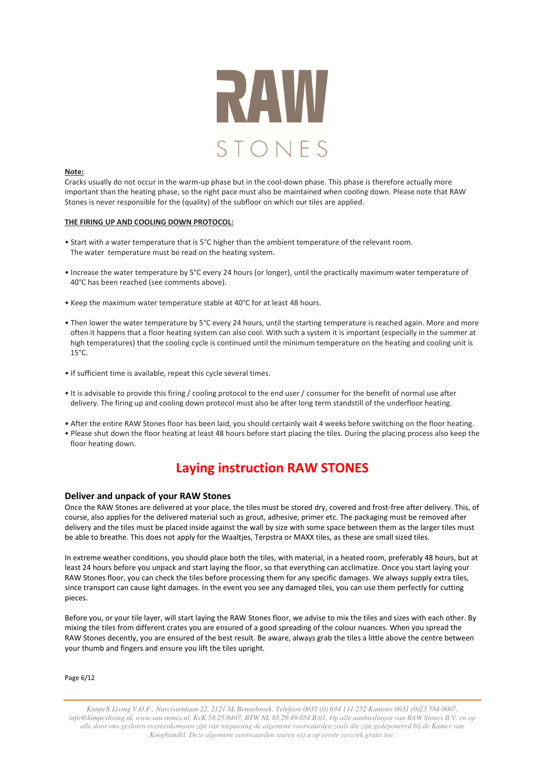**Note:**
Cracks usually do not occur in the warm-up phase but in the cool-down phase. This phase is therefore actually more important than the heating phase, so the right pace must also be maintained when cooling down. Please note that RAW Stones is never responsible for the (quality) of the subfloor on which our tiles are applied.

**THE FIRING UP AND COOLING DOWN PROTOCOL:**

- Start with a water temperature that is 5°C higher than the ambient temperature of the relevant room. The water temperature must be read on the heating system.
- Increase the water temperature by 5°C every 24 hours (or longer), until the practically maximum water temperature of 40°C has been reached (see comments above).
- Keep the maximum water temperature stable at 40°C for at least 48 hours.
- Then lower the water temperature by 5°C every 24 hours, until the starting temperature is reached again. More and more often it happens that a floor heating system can also cool. With such a system it is important (especially in the summer at high temperatures) that the cooling cycle is continued until the minimum temperature on the heating and cooling unit is 15°C.
- If sufficient time is available, repeat this cycle several times.
- It is advisable to provide this firing / cooling protocol to the end user / consumer for the benefit of normal use after delivery. The firing up and cooling down protocol must also be after long term standstill of the underfloor heating.
- After the entire RAW Stones floor has been laid, you should certainly wait 4 weeks before switching on the floor heating.
- Please shut down the floor heating at least 48 hours before start placing the tiles. During the placing process also keep the floor heating down.

# Laying instruction RAW STONES

## Deliver and unpack of your RAW Stones

Once the RAW Stones are delivered at your place, the tiles must be stored dry, covered and frost-free after delivery. This, of course, also applies for the delivered material such as grout, adhesive, primer etc. The packaging must be removed after delivery and the tiles must be placed inside against the wall by size with some space between them as the larger tiles must be able to breathe. This does not apply for the Waaltjes, Terpstra or MAXX tiles, as these are small sized tiles.

In extreme weather conditions, you should place both the tiles, with material, in a heated room, preferably 48 hours, but at least 24 hours before you unpack and start laying the floor, so that everything can acclimatize. Once you start laying your RAW Stones floor, you can check the tiles before processing them for any specific damages. We always supply extra tiles, since transport can cause light damages. In the event you see any damaged tiles, you can use them perfectly for cutting pieces.

Before you, or your tile layer, will start laying the RAW Stones floor, we advise to mix the tiles and sizes with each other. By mixing the tiles from different crates you are ensured of a good spreading of the colour nuances. When you spread the RAW Stones decently, you are ensured of the best result. Be aware, always grab the tiles a little above the centre between your thumb and fingers and ensure you lift the tiles upright.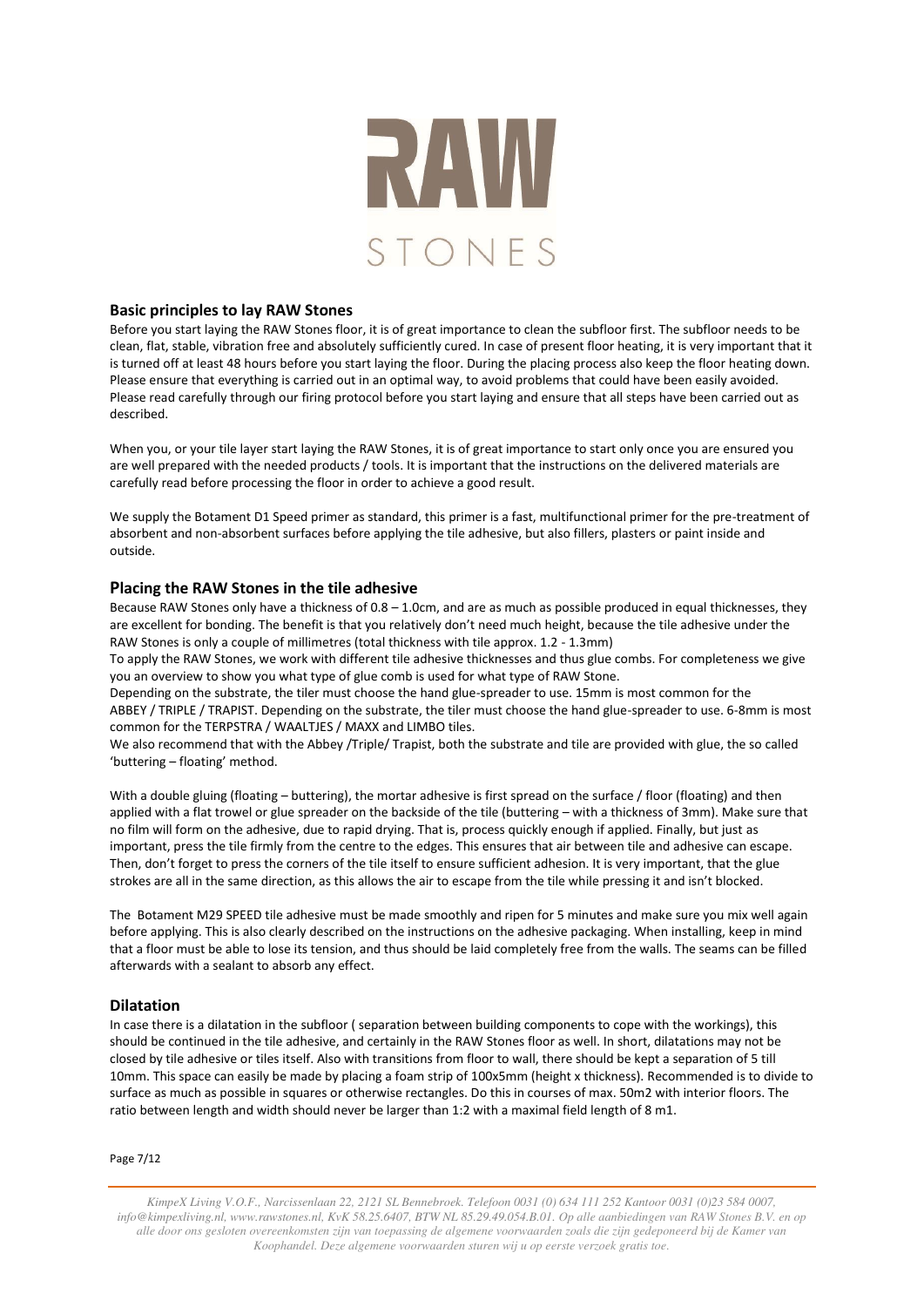# RAW STONES

## Basic principles to lay RAW Stones

Before you start laying the RAW Stones floor, it is of great importance to clean the subfloor first. The subfloor needs to be clean, flat, stable, vibration free and absolutely sufficiently cured. In case of present floor heating, it is very important that it is turned off at least 48 hours before you start laying the floor. During the placing process also keep the floor heating down. Please ensure that everything is carried out in an optimal way, to avoid problems that could have been easily avoided. Please read carefully through our firing protocol before you start laying and ensure that all steps have been carried out as described.

When you, or your tile layer start laying the RAW Stones, it is of great importance to start only once you are ensured you are well prepared with the needed products / tools. It is important that the instructions on the delivered materials are carefully read before processing the floor in order to achieve a good result.

We supply the Botament D1 Speed primer as standard, this primer is a fast, multifunctional primer for the pre-treatment of absorbent and non-absorbent surfaces before applying the tile adhesive, but also fillers, plasters or paint inside and outside.

## Placing the RAW Stones in the tile adhesive

Because RAW Stones only have a thickness of 0.8 – 1.0cm, and are as much as possible produced in equal thicknesses, they are excellent for bonding. The benefit is that you relatively don't need much height, because the tile adhesive under the RAW Stones is only a couple of millimetres (total thickness with tile approx. 1.2 - 1.3mm)
To apply the RAW Stones, we work with different tile adhesive thicknesses and thus glue combs. For completeness we give you an overview to show you what type of glue comb is used for what type of RAW Stone.
Depending on the substrate, the tiler must choose the hand glue-spreader to use. 15mm is most common for the ABBEY / TRIPLE / TRAPIST. Depending on the substrate, the tiler must choose the hand glue-spreader to use. 6-8mm is most common for the TERPSTRA / WAALTJES / MAXX and LIMBO tiles.
We also recommend that with the Abbey /Triple/ Trapist, both the substrate and tile are provided with glue, the so called 'buttering – floating' method.

With a double gluing (floating – buttering), the mortar adhesive is first spread on the surface / floor (floating) and then applied with a flat trowel or glue spreader on the backside of the tile (buttering – with a thickness of 3mm). Make sure that no film will form on the adhesive, due to rapid drying. That is, process quickly enough if applied. Finally, but just as important, press the tile firmly from the centre to the edges. This ensures that air between tile and adhesive can escape. Then, don't forget to press the corners of the tile itself to ensure sufficient adhesion. It is very important, that the glue strokes are all in the same direction, as this allows the air to escape from the tile while pressing it and isn't blocked.

The Botament M29 SPEED tile adhesive must be made smoothly and ripen for 5 minutes and make sure you mix well again before applying. This is also clearly described on the instructions on the adhesive packaging. When installing, keep in mind that a floor must be able to lose its tension, and thus should be laid completely free from the walls. The seams can be filled afterwards with a sealant to absorb any effect.

## Dilatation

In case there is a dilatation in the subfloor ( separation between building components to cope with the workings), this should be continued in the tile adhesive, and certainly in the RAW Stones floor as well. In short, dilatations may not be closed by tile adhesive or tiles itself. Also with transitions from floor to wall, there should be kept a separation of 5 till 10mm. This space can easily be made by placing a foam strip of 100x5mm (height x thickness). Recommended is to divide to surface as much as possible in squares or otherwise rectangles. Do this in courses of max. 50m2 with interior floors. The ratio between length and width should never be larger than 1:2 with a maximal field length of 8 m1.

*KimpeX Living V.O.F., Narcissenlaan 22, 2121 SL Bennebroek. Telefoon 0031 (0) 634 111 252 Kantoor 0031 (0)23 584 0007, info@kimpexliving.nl, www.rawstones.nl, KvK 58.25.6407, BTW NL 85.29.49.054.B.01. Op alle aanbiedingen van RAW Stones B.V. en op alle door ons gesloten overeenkomsten zijn van toepassing de algemene voorwaarden zoals die zijn gedeponeerd bij de Kamer van Koophandel. Deze algemene voorwaarden sturen wij u op eerste verzoek gratis toe.*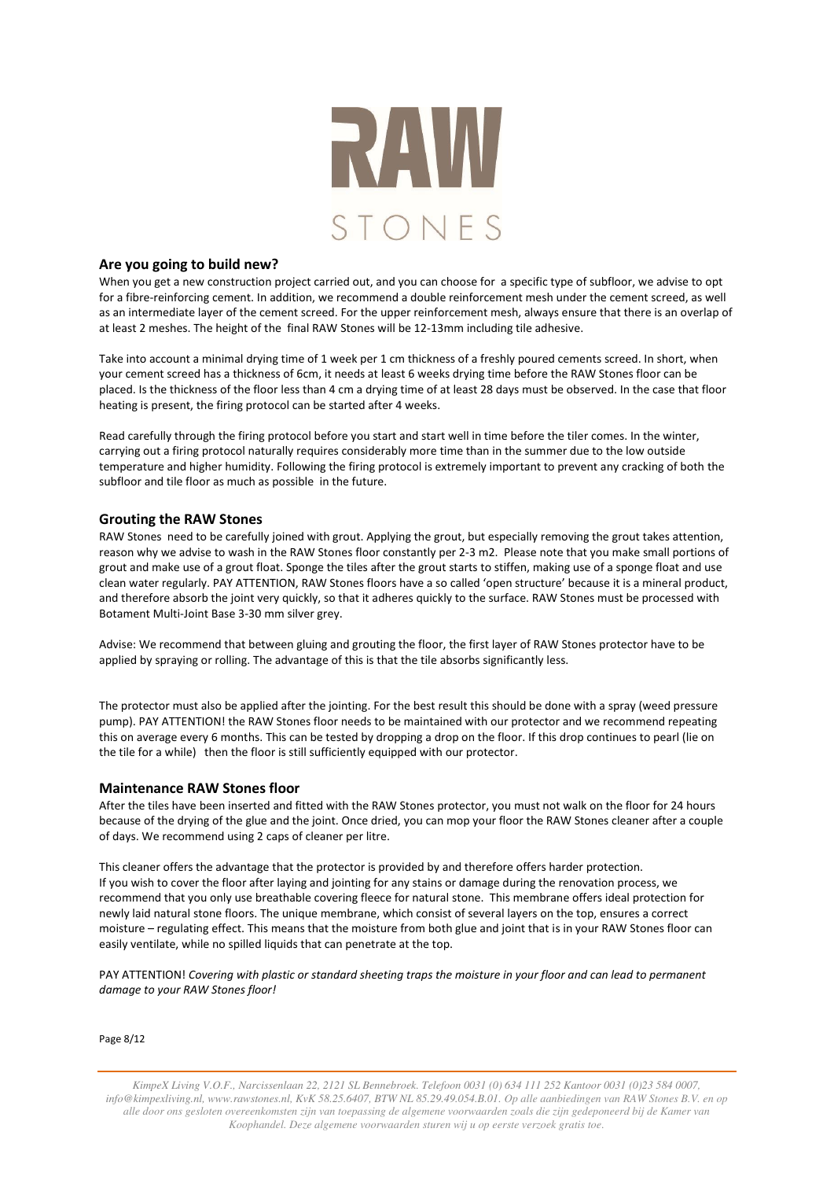RAW STONES

## Are you going to build new?

When you get a new construction project carried out, and you can choose for a specific type of subfloor, we advise to opt for a fibre-reinforcing cement. In addition, we recommend a double reinforcement mesh under the cement screed, as well as an intermediate layer of the cement screed. For the upper reinforcement mesh, always ensure that there is an overlap of at least 2 meshes. The height of the final RAW Stones will be 12-13mm including tile adhesive.

Take into account a minimal drying time of 1 week per 1 cm thickness of a freshly poured cements screed. In short, when your cement screed has a thickness of 6cm, it needs at least 6 weeks drying time before the RAW Stones floor can be placed. Is the thickness of the floor less than 4 cm a drying time of at least 28 days must be observed. In the case that floor heating is present, the firing protocol can be started after 4 weeks.

Read carefully through the firing protocol before you start and start well in time before the tiler comes. In the winter, carrying out a firing protocol naturally requires considerably more time than in the summer due to the low outside temperature and higher humidity. Following the firing protocol is extremely important to prevent any cracking of both the subfloor and tile floor as much as possible in the future.

## Grouting the RAW Stones

RAW Stones need to be carefully joined with grout. Applying the grout, but especially removing the grout takes attention, reason why we advise to wash in the RAW Stones floor constantly per 2-3 m2. Please note that you make small portions of grout and make use of a grout float. Sponge the tiles after the grout starts to stiffen, making use of a sponge float and use clean water regularly. PAY ATTENTION, RAW Stones floors have a so called 'open structure' because it is a mineral product, and therefore absorb the joint very quickly, so that it adheres quickly to the surface. RAW Stones must be processed with Botament Multi-Joint Base 3-30 mm silver grey.

Advise: We recommend that between gluing and grouting the floor, the first layer of RAW Stones protector have to be applied by spraying or rolling. The advantage of this is that the tile absorbs significantly less.

The protector must also be applied after the jointing. For the best result this should be done with a spray (weed pressure pump). PAY ATTENTION! the RAW Stones floor needs to be maintained with our protector and we recommend repeating this on average every 6 months. This can be tested by dropping a drop on the floor. If this drop continues to pearl (lie on the tile for a while) then the floor is still sufficiently equipped with our protector.

## Maintenance RAW Stones floor

After the tiles have been inserted and fitted with the RAW Stones protector, you must not walk on the floor for 24 hours because of the drying of the glue and the joint. Once dried, you can mop your floor the RAW Stones cleaner after a couple of days. We recommend using 2 caps of cleaner per litre.

This cleaner offers the advantage that the protector is provided by and therefore offers harder protection.
If you wish to cover the floor after laying and jointing for any stains or damage during the renovation process, we recommend that you only use breathable covering fleece for natural stone. This membrane offers ideal protection for newly laid natural stone floors. The unique membrane, which consist of several layers on the top, ensures a correct moisture – regulating effect. This means that the moisture from both glue and joint that is in your RAW Stones floor can easily ventilate, while no spilled liquids that can penetrate at the top.

PAY ATTENTION! *Covering with plastic or standard sheeting traps the moisture in your floor and can lead to permanent damage to your RAW Stones floor!*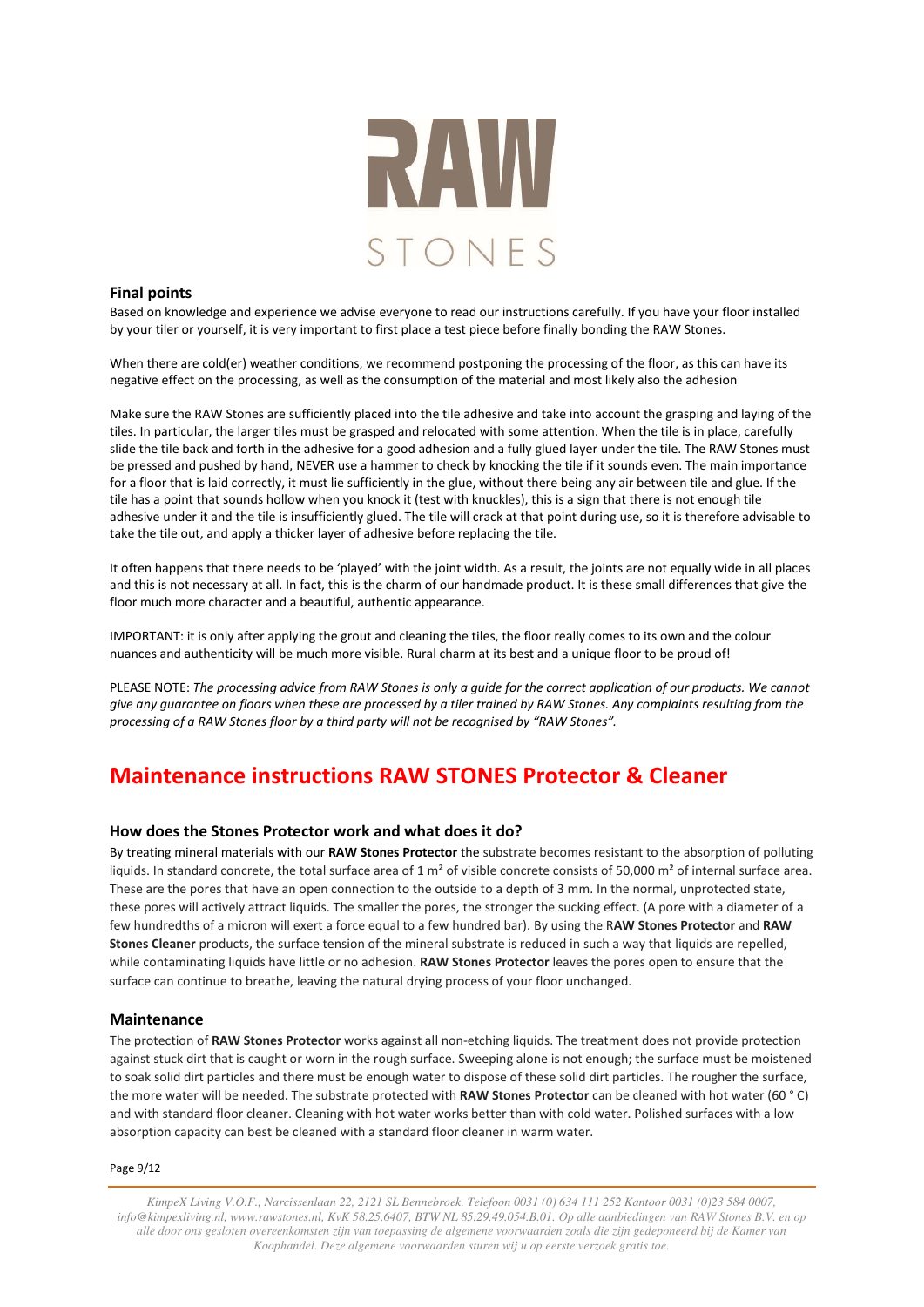# RAW STONES

### Final points

Based on knowledge and experience we advise everyone to read our instructions carefully. If you have your floor installed by your tiler or yourself, it is very important to first place a test piece before finally bonding the RAW Stones.

When there are cold(er) weather conditions, we recommend postponing the processing of the floor, as this can have its negative effect on the processing, as well as the consumption of the material and most likely also the adhesion

Make sure the RAW Stones are sufficiently placed into the tile adhesive and take into account the grasping and laying of the tiles. In particular, the larger tiles must be grasped and relocated with some attention. When the tile is in place, carefully slide the tile back and forth in the adhesive for a good adhesion and a fully glued layer under the tile. The RAW Stones must be pressed and pushed by hand, NEVER use a hammer to check by knocking the tile if it sounds even. The main importance for a floor that is laid correctly, it must lie sufficiently in the glue, without there being any air between tile and glue. If the tile has a point that sounds hollow when you knock it (test with knuckles), this is a sign that there is not enough tile adhesive under it and the tile is insufficiently glued. The tile will crack at that point during use, so it is therefore advisable to take the tile out, and apply a thicker layer of adhesive before replacing the tile.

It often happens that there needs to be 'played' with the joint width. As a result, the joints are not equally wide in all places and this is not necessary at all. In fact, this is the charm of our handmade product. It is these small differences that give the floor much more character and a beautiful, authentic appearance.

IMPORTANT: it is only after applying the grout and cleaning the tiles, the floor really comes to its own and the colour nuances and authenticity will be much more visible. Rural charm at its best and a unique floor to be proud of!

PLEASE NOTE: *The processing advice from RAW Stones is only a guide for the correct application of our products. We cannot give any guarantee on floors when these are processed by a tiler trained by RAW Stones. Any complaints resulting from the processing of a RAW Stones floor by a third party will not be recognised by "RAW Stones".*

## Maintenance instructions RAW STONES Protector & Cleaner

### How does the Stones Protector work and what does it do?

By treating mineral materials with our **RAW Stones Protector** the substrate becomes resistant to the absorption of polluting liquids. In standard concrete, the total surface area of 1 m² of visible concrete consists of 50,000 m² of internal surface area. These are the pores that have an open connection to the outside to a depth of 3 mm. In the normal, unprotected state, these pores will actively attract liquids. The smaller the pores, the stronger the sucking effect. (A pore with a diameter of a few hundredths of a micron will exert a force equal to a few hundred bar). By using the R**AW Stones Protector** and **RAW Stones Cleaner** products, the surface tension of the mineral substrate is reduced in such a way that liquids are repelled, while contaminating liquids have little or no adhesion. **RAW Stones Protector** leaves the pores open to ensure that the surface can continue to breathe, leaving the natural drying process of your floor unchanged.

### Maintenance

The protection of **RAW Stones Protector** works against all non-etching liquids. The treatment does not provide protection against stuck dirt that is caught or worn in the rough surface. Sweeping alone is not enough; the surface must be moistened to soak solid dirt particles and there must be enough water to dispose of these solid dirt particles. The rougher the surface, the more water will be needed. The substrate protected with **RAW Stones Protector** can be cleaned with hot water (60 ° C) and with standard floor cleaner. Cleaning with hot water works better than with cold water. Polished surfaces with a low absorption capacity can best be cleaned with a standard floor cleaner in warm water.

*KimpeX Living V.O.F., Narcissenlaan 22, 2121 SL Bennebroek. Telefoon 0031 (0) 634 111 252 Kantoor 0031 (0)23 584 0007, info@kimpexliving.nl, www.rawstones.nl, KvK 58.25.6407, BTW NL 85.29.49.054.B.01. Op alle aanbiedingen van RAW Stones B.V. en op alle door ons gesloten overeenkomsten zijn van toepassing de algemene voorwaarden zoals die zijn gedeponeerd bij de Kamer van Koophandel. Deze algemene voorwaarden sturen wij u op eerste verzoek gratis toe.*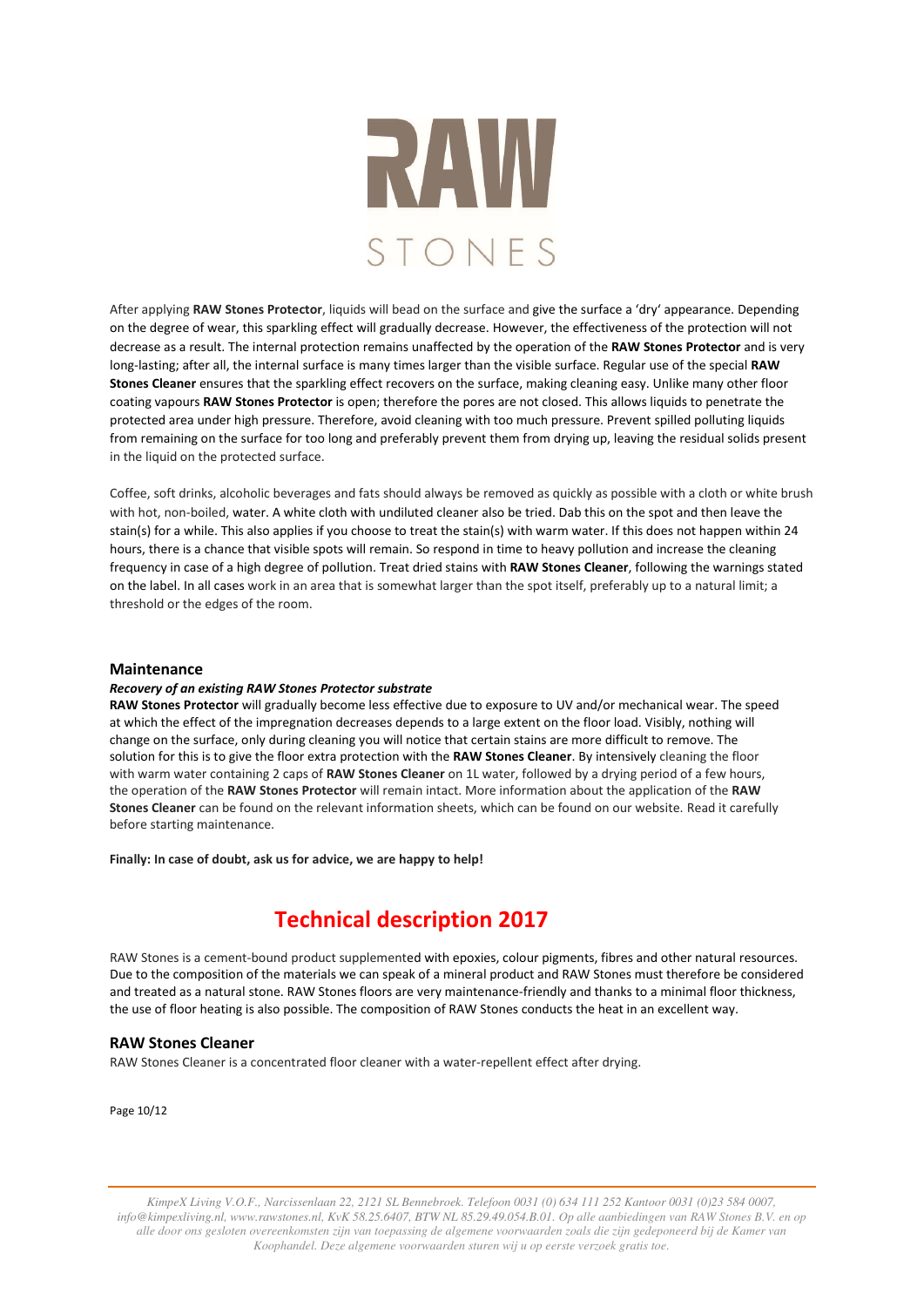After applying **RAW Stones Protector**, liquids will bead on the surface and give the surface a 'dry' appearance. Depending on the degree of wear, this sparkling effect will gradually decrease. However, the effectiveness of the protection will not decrease as a result. The internal protection remains unaffected by the operation of the **RAW Stones Protector** and is very long-lasting; after all, the internal surface is many times larger than the visible surface. Regular use of the special **RAW Stones Cleaner** ensures that the sparkling effect recovers on the surface, making cleaning easy. Unlike many other floor coating vapours **RAW Stones Protector** is open; therefore the pores are not closed. This allows liquids to penetrate the protected area under high pressure. Therefore, avoid cleaning with too much pressure. Prevent spilled polluting liquids from remaining on the surface for too long and preferably prevent them from drying up, leaving the residual solids present in the liquid on the protected surface.

Coffee, soft drinks, alcoholic beverages and fats should always be removed as quickly as possible with a cloth or white brush with hot, non-boiled, water. A white cloth with undiluted cleaner also be tried. Dab this on the spot and then leave the stain(s) for a while. This also applies if you choose to treat the stain(s) with warm water. If this does not happen within 24 hours, there is a chance that visible spots will remain. So respond in time to heavy pollution and increase the cleaning frequency in case of a high degree of pollution. Treat dried stains with **RAW Stones Cleaner**, following the warnings stated on the label. In all cases work in an area that is somewhat larger than the spot itself, preferably up to a natural limit; a threshold or the edges of the room.

## Maintenance

***Recovery of an existing RAW Stones Protector substrate***

**RAW Stones Protector** will gradually become less effective due to exposure to UV and/or mechanical wear. The speed at which the effect of the impregnation decreases depends to a large extent on the floor load. Visibly, nothing will change on the surface, only during cleaning you will notice that certain stains are more difficult to remove. The solution for this is to give the floor extra protection with the **RAW Stones Cleaner**. By intensively cleaning the floor with warm water containing 2 caps of **RAW Stones Cleaner** on 1L water, followed by a drying period of a few hours, the operation of the **RAW Stones Protector** will remain intact. More information about the application of the **RAW Stones Cleaner** can be found on the relevant information sheets, which can be found on our website. Read it carefully before starting maintenance.

**Finally: In case of doubt, ask us for advice, we are happy to help!**

# Technical description 2017

RAW Stones is a cement-bound product supplemented with epoxies, colour pigments, fibres and other natural resources. Due to the composition of the materials we can speak of a mineral product and RAW Stones must therefore be considered and treated as a natural stone. RAW Stones floors are very maintenance-friendly and thanks to a minimal floor thickness, the use of floor heating is also possible. The composition of RAW Stones conducts the heat in an excellent way.

## RAW Stones Cleaner

RAW Stones Cleaner is a concentrated floor cleaner with a water-repellent effect after drying.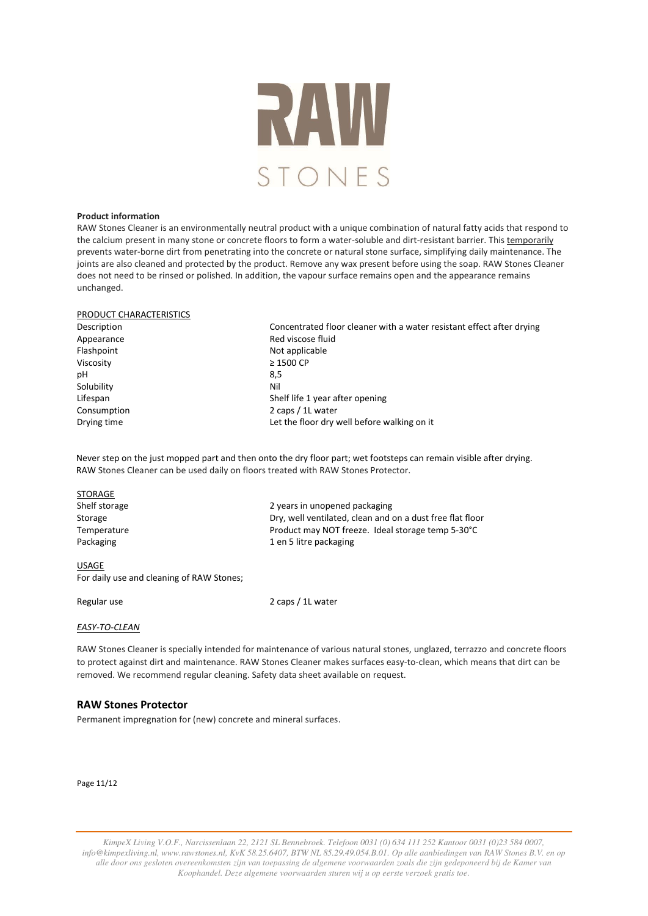# RAW STONES

**Product information**

RAW Stones Cleaner is an environmentally neutral product with a unique combination of natural fatty acids that respond to the calcium present in many stone or concrete floors to form a water-soluble and dirt-resistant barrier. This <u>temporarily</u> prevents water-borne dirt from penetrating into the concrete or natural stone surface, simplifying daily maintenance. The joints are also cleaned and protected by the product. Remove any wax present before using the soap. RAW Stones Cleaner does not need to be rinsed or polished. In addition, the vapour surface remains open and the appearance remains unchanged.

<u>PRODUCT CHARACTERISTICS</u>

| | |
|---|---|
| Description | Concentrated floor cleaner with a water resistant effect after drying |
| Appearance | Red viscose fluid |
| Flashpoint | Not applicable |
| Viscosity | ≥ 1500 CP |
| pH | 8,5 |
| Solubility | Nil |
| Lifespan | Shelf life 1 year after opening |
| Consumption | 2 caps / 1L water |
| Drying time | Let the floor dry well before walking on it |

Never step on the just mopped part and then onto the dry floor part; wet footsteps can remain visible after drying. RAW Stones Cleaner can be used daily on floors treated with RAW Stones Protector.

<u>STORAGE</u>

| | |
|---|---|
| Shelf storage | 2 years in unopened packaging |
| Storage | Dry, well ventilated, clean and on a dust free flat floor |
| Temperature | Product may NOT freeze. Ideal storage temp 5-30°C |
| Packaging | 1 en 5 litre packaging |

<u>USAGE</u>

For daily use and cleaning of RAW Stones;

| | |
|---|---|
| Regular use | 2 caps / 1L water |

*<u>EASY-TO-CLEAN</u>*

RAW Stones Cleaner is specially intended for maintenance of various natural stones, unglazed, terrazzo and concrete floors to protect against dirt and maintenance. RAW Stones Cleaner makes surfaces easy-to-clean, which means that dirt can be removed. We recommend regular cleaning. Safety data sheet available on request.

## RAW Stones Protector

Permanent impregnation for (new) concrete and mineral surfaces.

*KimpeX Living V.O.F., Narcissenlaan 22, 2121 SL Bennebroek. Telefoon 0031 (0) 634 111 252 Kantoor 0031 (0)23 584 0007, info@kimpexliving.nl, www.rawstones.nl, KvK 58.25.6407, BTW NL 85.29.49.054.B.01. Op alle aanbiedingen van RAW Stones B.V. en op alle door ons gesloten overeenkomsten zijn van toepassing de algemene voorwaarden zoals die zijn gedeponeerd bij de Kamer van Koophandel. Deze algemene voorwaarden sturen wij u op eerste verzoek gratis toe.*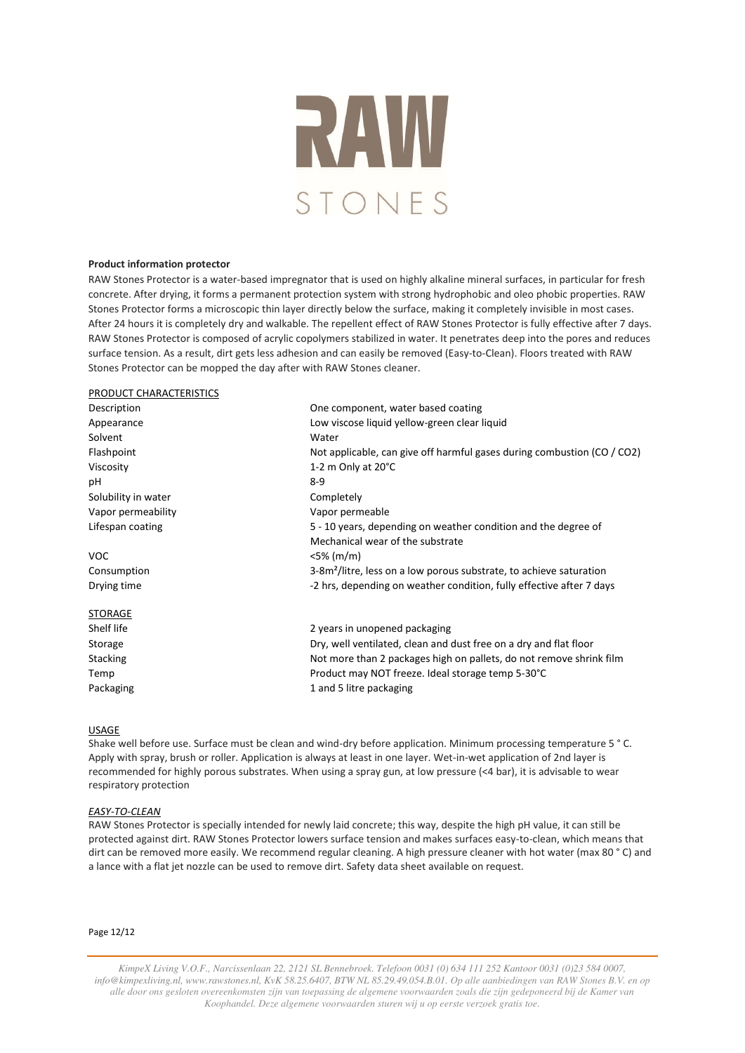RAW
STONES

**Product information protector**

RAW Stones Protector is a water-based impregnator that is used on highly alkaline mineral surfaces, in particular for fresh concrete. After drying, it forms a permanent protection system with strong hydrophobic and oleo phobic properties. RAW Stones Protector forms a microscopic thin layer directly below the surface, making it completely invisible in most cases. After 24 hours it is completely dry and walkable. The repellent effect of RAW Stones Protector is fully effective after 7 days. RAW Stones Protector is composed of acrylic copolymers stabilized in water. It penetrates deep into the pores and reduces surface tension. As a result, dirt gets less adhesion and can easily be removed (Easy-to-Clean). Floors treated with RAW Stones Protector can be mopped the day after with RAW Stones cleaner.

PRODUCT CHARACTERISTICS

| | |
|---|---|
| Description | One component, water based coating |
| Appearance | Low viscose liquid yellow-green clear liquid |
| Solvent | Water |
| Flashpoint | Not applicable, can give off harmful gases during combustion (CO / $CO_2$) |
| Viscosity | 1-2 m Only at 20°C |
| pH | 8-9 |
| Solubility in water | Completely |
| Vapor permeability | Vapor permeable |
| Lifespan coating | 5 - 10 years, depending on weather condition and the degree of Mechanical wear of the substrate |
| VOC | <5% (m/m) |
| Consumption | 3-8m²/litre, less on a low porous substrate, to achieve saturation |
| Drying time | -2 hrs, depending on weather condition, fully effective after 7 days |

STORAGE

| | |
|---|---|
| Shelf life | 2 years in unopened packaging |
| Storage | Dry, well ventilated, clean and dust free on a dry and flat floor |
| Stacking | Not more than 2 packages high on pallets, do not remove shrink film |
| Temp | Product may NOT freeze. Ideal storage temp 5-30°C |
| Packaging | 1 and 5 litre packaging |

USAGE

Shake well before use. Surface must be clean and wind-dry before application. Minimum processing temperature 5 ° C. Apply with spray, brush or roller. Application is always at least in one layer. Wet-in-wet application of 2nd layer is recommended for highly porous substrates. When using a spray gun, at low pressure (<4 bar), it is advisable to wear respiratory protection

*EASY-TO-CLEAN*

RAW Stones Protector is specially intended for newly laid concrete; this way, despite the high pH value, it can still be protected against dirt. RAW Stones Protector lowers surface tension and makes surfaces easy-to-clean, which means that dirt can be removed more easily. We recommend regular cleaning. A high pressure cleaner with hot water (max 80 ° C) and a lance with a flat jet nozzle can be used to remove dirt. Safety data sheet available on request.

*KimpeX Living V.O.F., Narcissenlaan 22, 2121 SL Bennebroek. Telefoon 0031 (0) 634 111 252 Kantoor 0031 (0)23 584 0007, info@kimpexliving.nl, www.rawstones.nl, KvK 58.25.6407, BTW NL 85.29.49.054.B.01. Op alle aanbiedingen van RAW Stones B.V. en op alle door ons gesloten overeenkomsten zijn van toepassing de algemene voorwaarden zoals die zijn gedeponeerd bij de Kamer van Koophandel. Deze algemene voorwaarden sturen wij u op eerste verzoek gratis toe.*